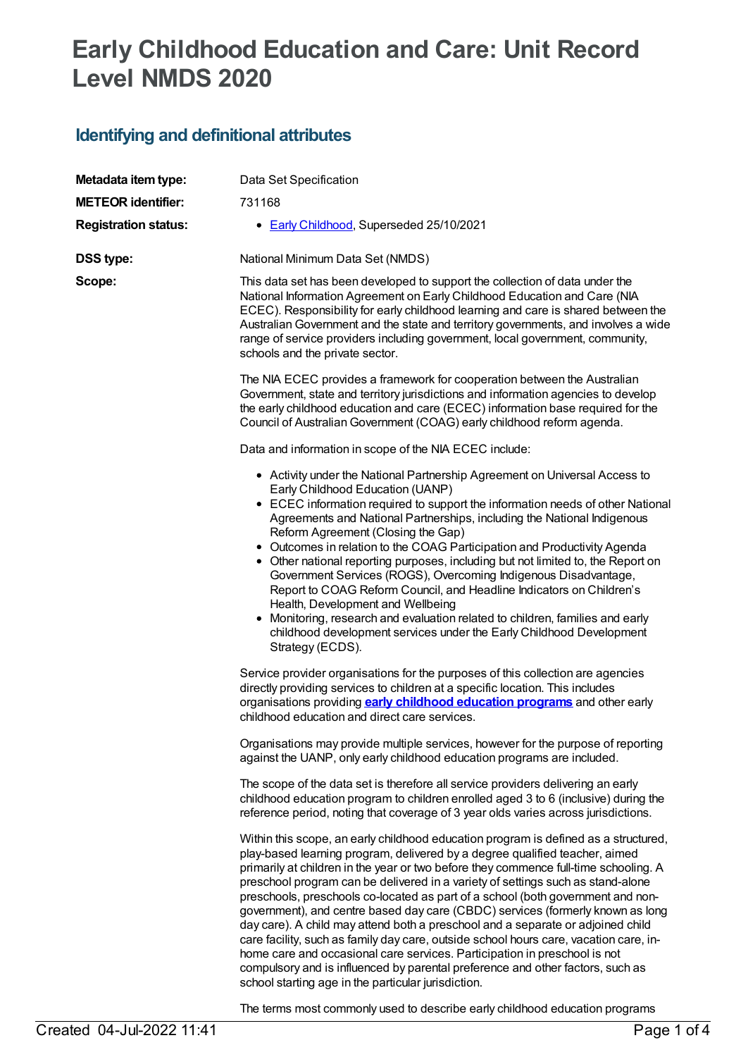# Early Childhood Education and Care: Unit Record Level NMDS 2020

## Identifying and definitional attributes

**Metadata item type:** Data Set Specification

**METEOR identifier:** 731168

**Registration status:**

- Early Childhood, Superseded 25/10/2021

**DSS type:** National Minimum Data Set (NMDS)

**Scope:**

This data set has been developed to support the collection of data under the National Information Agreement on Early Childhood Education and Care (NIA ECEC). Responsibility for early childhood learning and care is shared between the Australian Government and the state and territory governments, and involves a wide range of service providers including government, local government, community, schools and the private sector.

The NIA ECEC provides a framework for cooperation between the Australian Government, state and territory jurisdictions and information agencies to develop the early childhood education and care (ECEC) information base required for the Council of Australian Government (COAG) early childhood reform agenda.

Data and information in scope of the NIA ECEC include:

- Activity under the National Partnership Agreement on Universal Access to Early Childhood Education (UANP)
- ECEC information required to support the information needs of other National Agreements and National Partnerships, including the National Indigenous Reform Agreement (Closing the Gap)
- Outcomes in relation to the COAG Participation and Productivity Agenda
- Other national reporting purposes, including but not limited to, the Report on Government Services (ROGS), Overcoming Indigenous Disadvantage, Report to COAG Reform Council, and Headline Indicators on Children's Health, Development and Wellbeing
- Monitoring, research and evaluation related to children, families and early childhood development services under the Early Childhood Development Strategy (ECDS).

Service provider organisations for the purposes of this collection are agencies directly providing services to children at a specific location. This includes organisations providing **early childhood education programs** and other early childhood education and direct care services.

Organisations may provide multiple services, however for the purpose of reporting against the UANP, only early childhood education programs are included.

The scope of the data set is therefore all service providers delivering an early childhood education program to children enrolled aged 3 to 6 (inclusive) during the reference period, noting that coverage of 3 year olds varies across jurisdictions.

Within this scope, an early childhood education program is defined as a structured, play-based learning program, delivered by a degree qualified teacher, aimed primarily at children in the year or two before they commence full-time schooling. A preschool program can be delivered in a variety of settings such as stand-alone preschools, preschools co-located as part of a school (both government and non-government), and centre based day care (CBDC) services (formerly known as long day care). A child may attend both a preschool and a separate or adjoined child care facility, such as family day care, outside school hours care, vacation care, in-home care and occasional care services. Participation in preschool is not compulsory and is influenced by parental preference and other factors, such as school starting age in the particular jurisdiction.

The terms most commonly used to describe early childhood education programs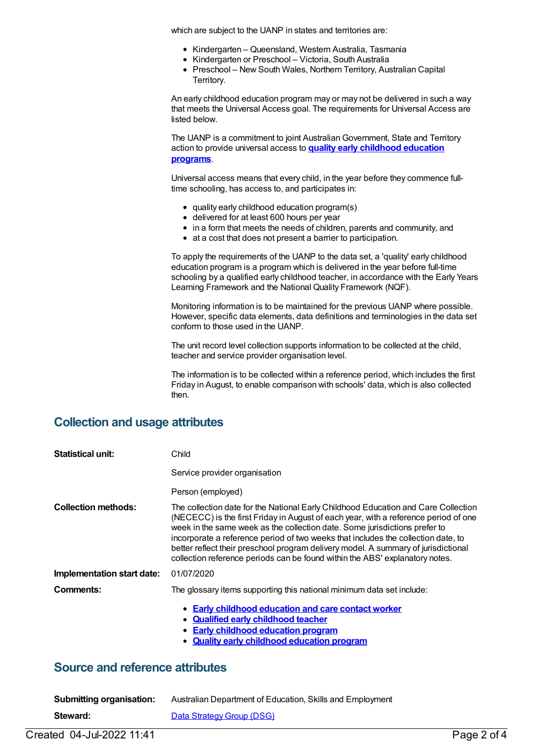which are subject to the UANP in states and territories are:

- Kindergarten – Queensland, Western Australia, Tasmania
- Kindergarten or Preschool – Victoria, South Australia
- Preschool – New South Wales, Northern Territory, Australian Capital Territory.

An early childhood education program may or may not be delivered in such a way that meets the Universal Access goal. The requirements for Universal Access are listed below.

The UANP is a commitment to joint Australian Government, State and Territory action to provide universal access to **quality early childhood education programs**.

Universal access means that every child, in the year before they commence full-time schooling, has access to, and participates in:

- quality early childhood education program(s)
- delivered for at least 600 hours per year
- in a form that meets the needs of children, parents and community, and
- at a cost that does not present a barrier to participation.

To apply the requirements of the UANP to the data set, a 'quality' early childhood education program is a program which is delivered in the year before full-time schooling by a qualified early childhood teacher, in accordance with the Early Years Learning Framework and the National Quality Framework (NQF).

Monitoring information is to be maintained for the previous UANP where possible. However, specific data elements, data definitions and terminologies in the data set conform to those used in the UANP.

The unit record level collection supports information to be collected at the child, teacher and service provider organisation level.

The information is to be collected within a reference period, which includes the first Friday in August, to enable comparison with schools' data, which is also collected then.

## Collection and usage attributes

**Statistical unit:** Child

Service provider organisation

Person (employed)

**Collection methods:** The collection date for the National Early Childhood Education and Care Collection (NECECC) is the first Friday in August of each year, with a reference period of one week in the same week as the collection date. Some jurisdictions prefer to incorporate a reference period of two weeks that includes the collection date, to better reflect their preschool program delivery model. A summary of jurisdictional collection reference periods can be found within the ABS' explanatory notes.

**Implementation start date:** 01/07/2020

**Comments:** The glossary items supporting this national minimum data set include:

- **Early childhood education and care contact worker**
- **Qualified early childhood teacher**
- **Early childhood education program**
- **Quality early childhood education program**

## Source and reference attributes

**Submitting organisation:** Australian Department of Education, Skills and Employment

**Steward:** Data Strategy Group (DSG)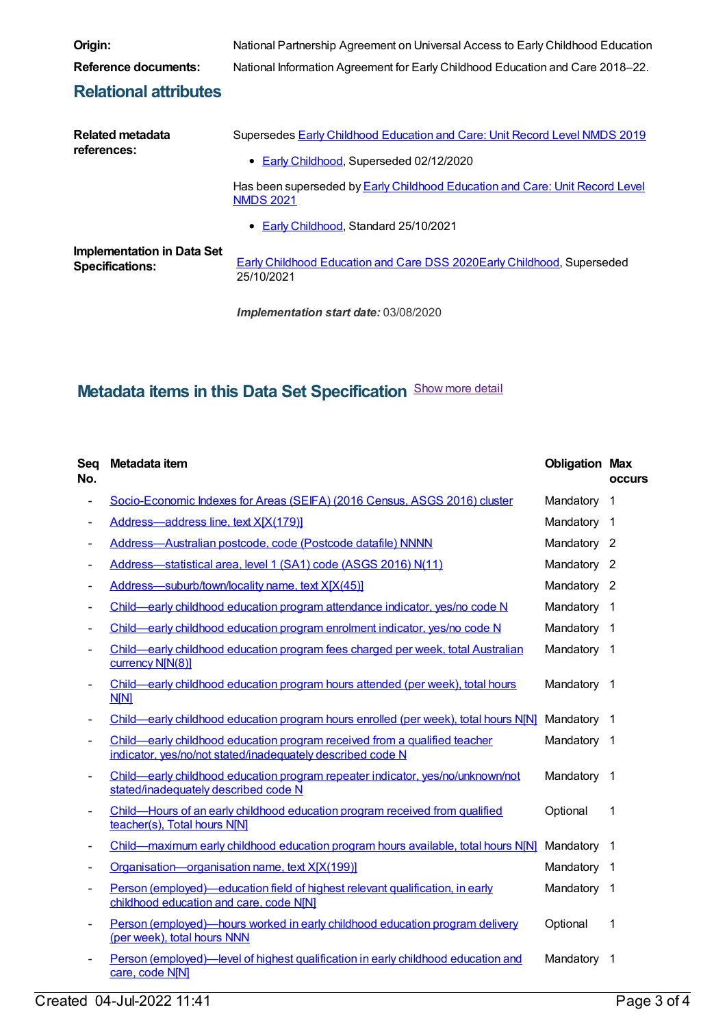**Origin:** National Partnership Agreement on Universal Access to Early Childhood Education

**Reference documents:** National Information Agreement for Early Childhood Education and Care 2018–22.

## Relational attributes

**Related metadata references:**

Supersedes Early Childhood Education and Care: Unit Record Level NMDS 2019

- Early Childhood, Superseded 02/12/2020

Has been superseded by Early Childhood Education and Care: Unit Record Level NMDS 2021

- Early Childhood, Standard 25/10/2021

**Implementation in Data Set Specifications:**

Early Childhood Education and Care DSS 2020Early Childhood, Superseded 25/10/2021

***Implementation start date:*** 03/08/2020

## Metadata items in this Data Set Specification

Show more detail

| Seq No. | Metadata item | Obligation | Max occurs |
|---|---|---|---|
| - | Socio-Economic Indexes for Areas (SEIFA) (2016 Census, ASGS 2016) cluster | Mandatory | 1 |
| - | Address—address line, text X[X(179)] | Mandatory | 1 |
| - | Address—Australian postcode, code (Postcode datafile) NNNN | Mandatory | 2 |
| - | Address—statistical area, level 1 (SA1) code (ASGS 2016) N(11) | Mandatory | 2 |
| - | Address—suburb/town/locality name, text X[X(45)] | Mandatory | 2 |
| - | Child—early childhood education program attendance indicator, yes/no code N | Mandatory | 1 |
| - | Child—early childhood education program enrolment indicator, yes/no code N | Mandatory | 1 |
| - | Child—early childhood education program fees charged per week, total Australian currency N[N(8)] | Mandatory | 1 |
| - | Child—early childhood education program hours attended (per week), total hours N[N] | Mandatory | 1 |
| - | Child—early childhood education program hours enrolled (per week), total hours N[N] | Mandatory | 1 |
| - | Child—early childhood education program received from a qualified teacher indicator, yes/no/not stated/inadequately described code N | Mandatory | 1 |
| - | Child—early childhood education program repeater indicator, yes/no/unknown/not stated/inadequately described code N | Mandatory | 1 |
| - | Child—Hours of an early childhood education program received from qualified teacher(s), Total hours N[N] | Optional | 1 |
| - | Child—maximum early childhood education program hours available, total hours N[N] | Mandatory | 1 |
| - | Organisation—organisation name, text X[X(199)] | Mandatory | 1 |
| - | Person (employed)—education field of highest relevant qualification, in early childhood education and care, code N[N] | Mandatory | 1 |
| - | Person (employed)—hours worked in early childhood education program delivery (per week), total hours NNN | Optional | 1 |
| - | Person (employed)—level of highest qualification in early childhood education and care, code N[N] | Mandatory | 1 |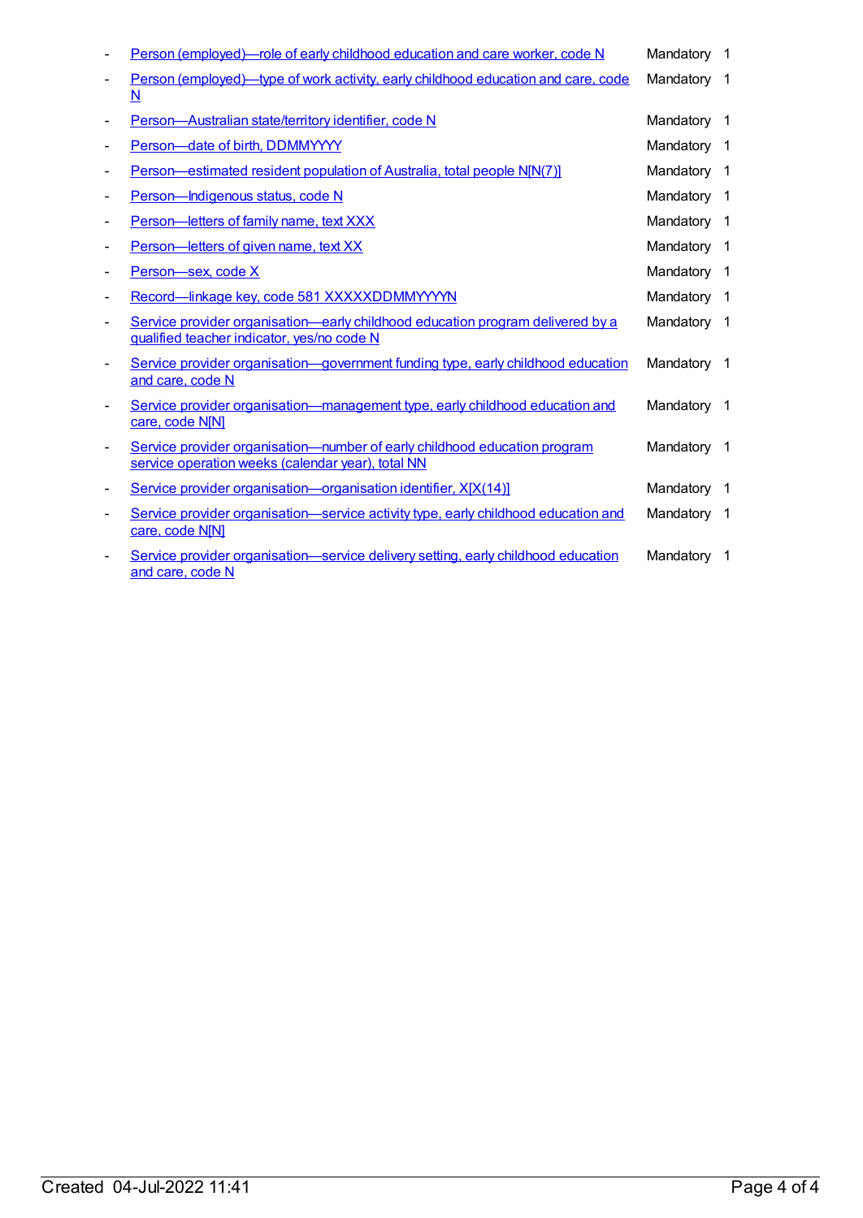| | | |
|---|---|---|
| - Person (employed)—role of early childhood education and care worker, code N | Mandatory | 1 |
| - Person (employed)—type of work activity, early childhood education and care, code N | Mandatory | 1 |
| - Person—Australian state/territory identifier, code N | Mandatory | 1 |
| - Person—date of birth, DDMMYYYY | Mandatory | 1 |
| - Person—estimated resident population of Australia, total people N[N(7)] | Mandatory | 1 |
| - Person—Indigenous status, code N | Mandatory | 1 |
| - Person—letters of family name, text XXX | Mandatory | 1 |
| - Person—letters of given name, text XX | Mandatory | 1 |
| - Person—sex, code X | Mandatory | 1 |
| - Record—linkage key, code 581 XXXXXDDMMYYYYN | Mandatory | 1 |
| - Service provider organisation—early childhood education program delivered by a qualified teacher indicator, yes/no code N | Mandatory | 1 |
| - Service provider organisation—government funding type, early childhood education and care, code N | Mandatory | 1 |
| - Service provider organisation—management type, early childhood education and care, code N[N] | Mandatory | 1 |
| - Service provider organisation—number of early childhood education program service operation weeks (calendar year), total NN | Mandatory | 1 |
| - Service provider organisation—organisation identifier, X[X(14)] | Mandatory | 1 |
| - Service provider organisation—service activity type, early childhood education and care, code N[N] | Mandatory | 1 |
| - Service provider organisation—service delivery setting, early childhood education and care, code N | Mandatory | 1 |

Created 04-Jul-2022 11:41